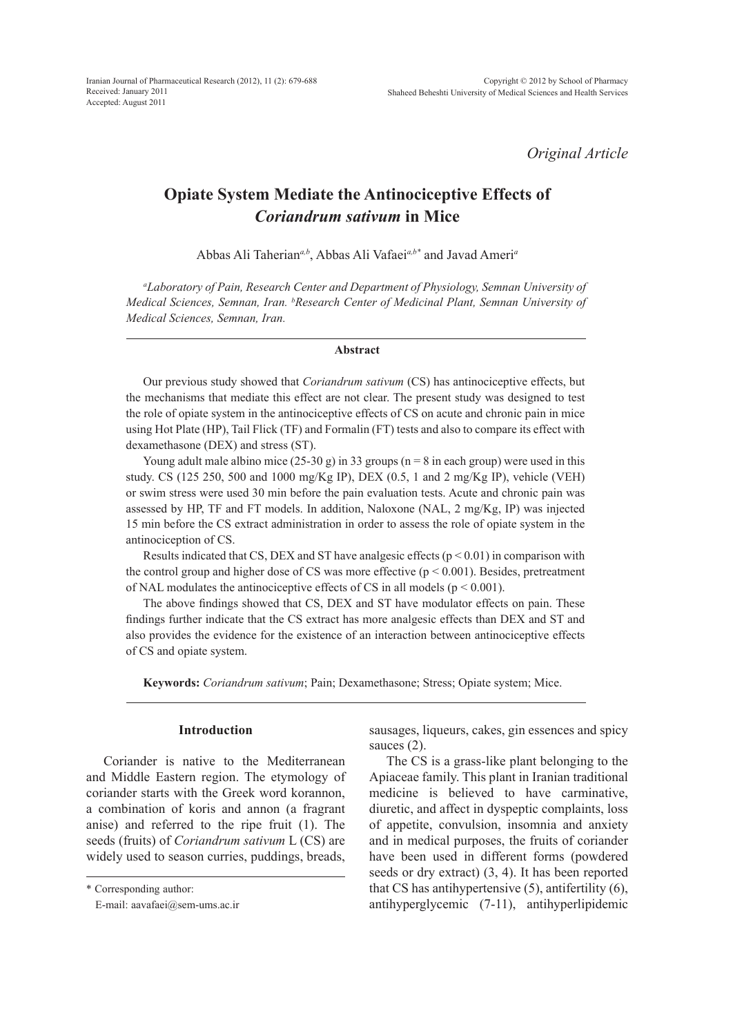Original Article

# Opiate System Mediate the Antinociceptive Effects of *Coriandrum sativum* in Mice

Abbas Ali Taherian[a,b], Abbas Ali Vafaei[a,b*] and Javad Ameri[a]

[a]*Laboratory of Pain, Research Center and Department of Physiology, Semnan University of Medical Sciences, Semnan, Iran.* [b]*Research Center of Medicinal Plant, Semnan University of Medical Sciences, Semnan, Iran.*

## Abstract

Our previous study showed that *Coriandrum sativum* (CS) has antinociceptive effects, but the mechanisms that mediate this effect are not clear. The present study was designed to test the role of opiate system in the antinociceptive effects of CS on acute and chronic pain in mice using Hot Plate (HP), Tail Flick (TF) and Formalin (FT) tests and also to compare its effect with dexamethasone (DEX) and stress (ST).

Young adult male albino mice (25-30 g) in 33 groups (n = 8 in each group) were used in this study. CS (125 250, 500 and 1000 mg/Kg IP), DEX (0.5, 1 and 2 mg/Kg IP), vehicle (VEH) or swim stress were used 30 min before the pain evaluation tests. Acute and chronic pain was assessed by HP, TF and FT models. In addition, Naloxone (NAL, 2 mg/Kg, IP) was injected 15 min before the CS extract administration in order to assess the role of opiate system in the antinociception of CS.

Results indicated that CS, DEX and ST have analgesic effects ($p < 0.01$) in comparison with the control group and higher dose of CS was more effective ($p < 0.001$). Besides, pretreatment of NAL modulates the antinociceptive effects of CS in all models ($p < 0.001$).

The above findings showed that CS, DEX and ST have modulator effects on pain. These findings further indicate that the CS extract has more analgesic effects than DEX and ST and also provides the evidence for the existence of an interaction between antinociceptive effects of CS and opiate system.

**Keywords:** *Coriandrum sativum*; Pain; Dexamethasone; Stress; Opiate system; Mice.

## Introduction

Coriander is native to the Mediterranean and Middle Eastern region. The etymology of coriander starts with the Greek word korannon, a combination of koris and annon (a fragrant anise) and referred to the ripe fruit (1). The seeds (fruits) of *Coriandrum sativum* L (CS) are widely used to season curries, puddings, breads, sausages, liqueurs, cakes, gin essences and spicy sauces (2).

The CS is a grass-like plant belonging to the Apiaceae family. This plant in Iranian traditional medicine is believed to have carminative, diuretic, and affect in dyspeptic complaints, loss of appetite, convulsion, insomnia and anxiety and in medical purposes, the fruits of coriander have been used in different forms (powdered seeds or dry extract) (3, 4). It has been reported that CS has antihypertensive (5), antifertility (6), antihyperglycemic (7-11), antihyperlipidemic

\* Corresponding author:
E-mail: aavafaei@sem-ums.ac.ir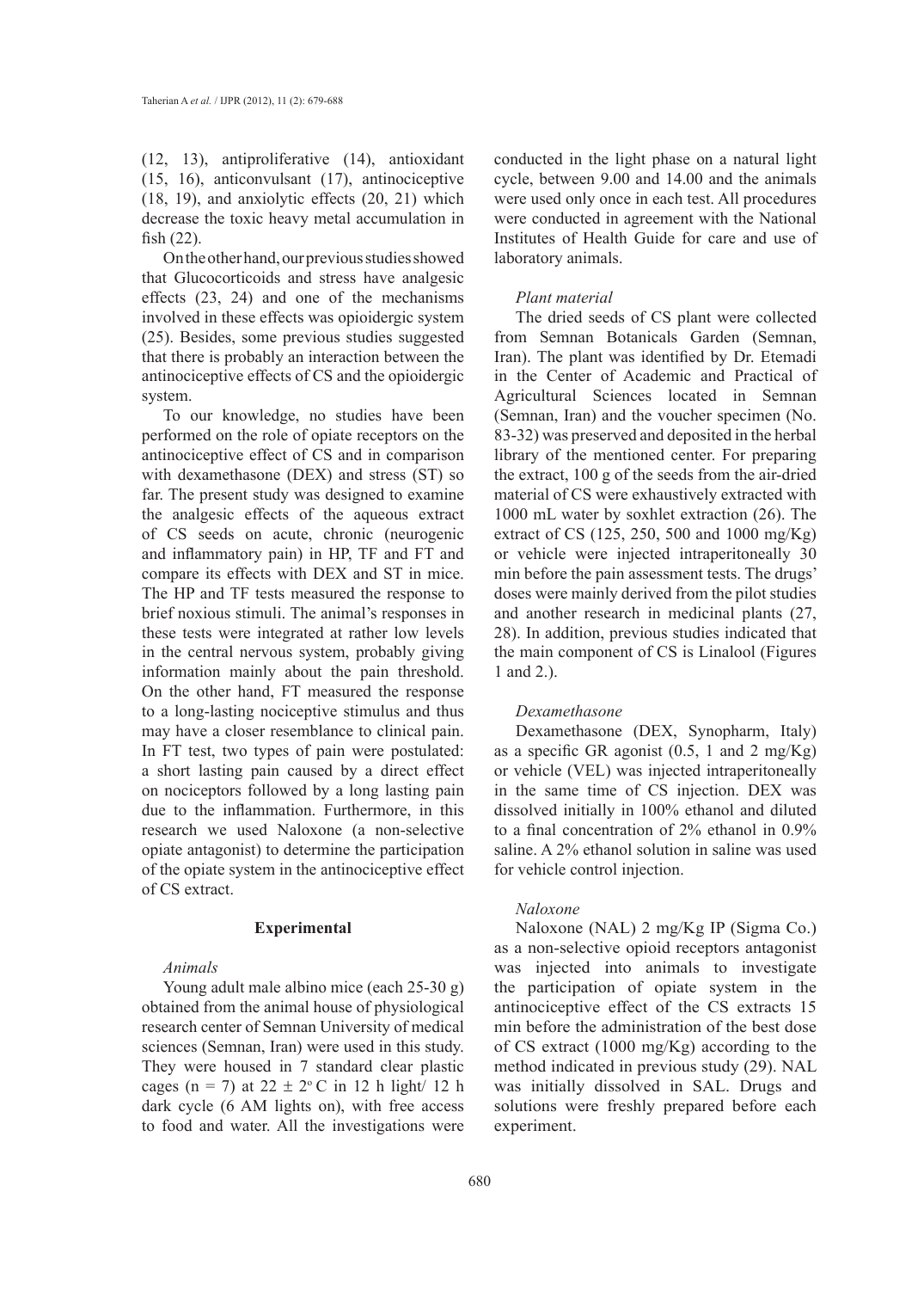(12, 13), antiproliferative (14), antioxidant (15, 16), anticonvulsant (17), antinociceptive (18, 19), and anxiolytic effects (20, 21) which decrease the toxic heavy metal accumulation in fish (22).

On the other hand, our previous studies showed that Glucocorticoids and stress have analgesic effects (23, 24) and one of the mechanisms involved in these effects was opioidergic system (25). Besides, some previous studies suggested that there is probably an interaction between the antinociceptive effects of CS and the opioidergic system.

To our knowledge, no studies have been performed on the role of opiate receptors on the antinociceptive effect of CS and in comparison with dexamethasone (DEX) and stress (ST) so far. The present study was designed to examine the analgesic effects of the aqueous extract of CS seeds on acute, chronic (neurogenic and inflammatory pain) in HP, TF and FT and compare its effects with DEX and ST in mice. The HP and TF tests measured the response to brief noxious stimuli. The animal's responses in these tests were integrated at rather low levels in the central nervous system, probably giving information mainly about the pain threshold. On the other hand, FT measured the response to a long-lasting nociceptive stimulus and thus may have a closer resemblance to clinical pain. In FT test, two types of pain were postulated: a short lasting pain caused by a direct effect on nociceptors followed by a long lasting pain due to the inflammation. Furthermore, in this research we used Naloxone (a non-selective opiate antagonist) to determine the participation of the opiate system in the antinociceptive effect of CS extract.

## Experimental

### *Animals*

Young adult male albino mice (each 25-30 g) obtained from the animal house of physiological research center of Semnan University of medical sciences (Semnan, Iran) were used in this study. They were housed in 7 standard clear plastic cages ($n = 7$) at $22 \pm 2$ °C in 12 h light/ 12 h dark cycle (6 AM lights on), with free access to food and water. All the investigations were conducted in the light phase on a natural light cycle, between 9.00 and 14.00 and the animals were used only once in each test. All procedures were conducted in agreement with the National Institutes of Health Guide for care and use of laboratory animals.

### *Plant material*

The dried seeds of CS plant were collected from Semnan Botanicals Garden (Semnan, Iran). The plant was identified by Dr. Etemadi in the Center of Academic and Practical of Agricultural Sciences located in Semnan (Semnan, Iran) and the voucher specimen (No. 83-32) was preserved and deposited in the herbal library of the mentioned center. For preparing the extract, 100 g of the seeds from the air-dried material of CS were exhaustively extracted with 1000 mL water by soxhlet extraction (26). The extract of CS (125, 250, 500 and 1000 mg/Kg) or vehicle were injected intraperitoneally 30 min before the pain assessment tests. The drugs' doses were mainly derived from the pilot studies and another research in medicinal plants (27, 28). In addition, previous studies indicated that the main component of CS is Linalool (Figures 1 and 2.).

### *Dexamethasone*

Dexamethasone (DEX, Synopharm, Italy) as a specific GR agonist (0.5, 1 and 2 mg/Kg) or vehicle (VEL) was injected intraperitoneally in the same time of CS injection. DEX was dissolved initially in 100% ethanol and diluted to a final concentration of 2% ethanol in 0.9% saline. A 2% ethanol solution in saline was used for vehicle control injection.

### *Naloxone*

Naloxone (NAL) 2 mg/Kg IP (Sigma Co.) as a non-selective opioid receptors antagonist was injected into animals to investigate the participation of opiate system in the antinociceptive effect of the CS extracts 15 min before the administration of the best dose of CS extract (1000 mg/Kg) according to the method indicated in previous study (29). NAL was initially dissolved in SAL. Drugs and solutions were freshly prepared before each experiment.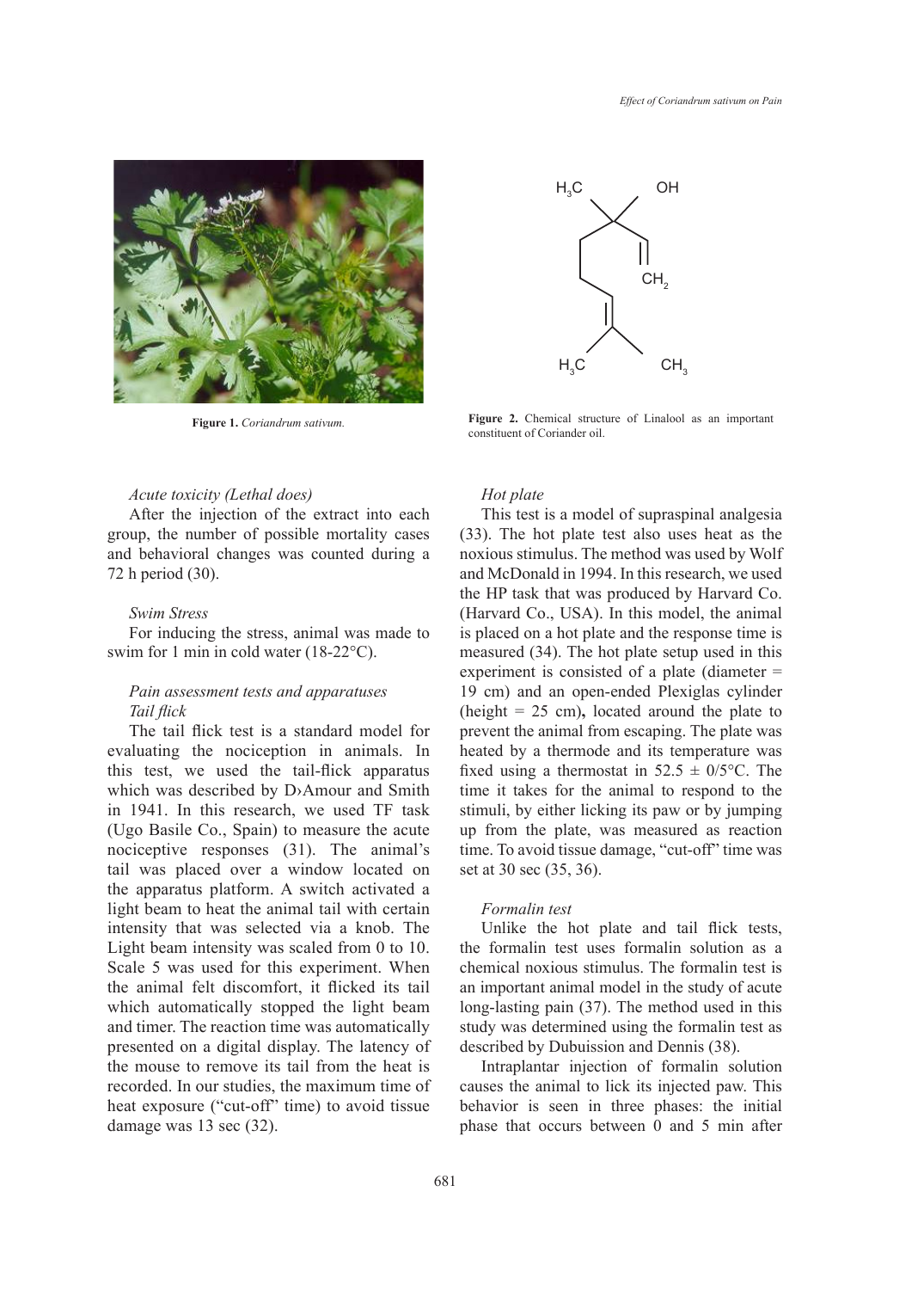Figure 1. *Coriandrum sativum.*

Figure 2. Chemical structure of Linalool as an important constituent of Coriander oil.

*Acute toxicity (Lethal does)*

After the injection of the extract into each group, the number of possible mortality cases and behavioral changes was counted during a 72 h period (30).

*Swim Stress*

For inducing the stress, animal was made to swim for 1 min in cold water (18-22°C).

*Pain assessment tests and apparatuses*

*Tail flick*

The tail flick test is a standard model for evaluating the nociception in animals. In this test, we used the tail-flick apparatus which was described by D›Amour and Smith in 1941. In this research, we used TF task (Ugo Basile Co., Spain) to measure the acute nociceptive responses (31). The animal's tail was placed over a window located on the apparatus platform. A switch activated a light beam to heat the animal tail with certain intensity that was selected via a knob. The Light beam intensity was scaled from 0 to 10. Scale 5 was used for this experiment. When the animal felt discomfort, it flicked its tail which automatically stopped the light beam and timer. The reaction time was automatically presented on a digital display. The latency of the mouse to remove its tail from the heat is recorded. In our studies, the maximum time of heat exposure ("cut-off" time) to avoid tissue damage was 13 sec (32).

*Hot plate*

This test is a model of supraspinal analgesia (33). The hot plate test also uses heat as the noxious stimulus. The method was used by Wolf and McDonald in 1994. In this research, we used the HP task that was produced by Harvard Co. (Harvard Co., USA). In this model, the animal is placed on a hot plate and the response time is measured (34). The hot plate setup used in this experiment is consisted of a plate (diameter = 19 cm) and an open-ended Plexiglas cylinder (height = 25 cm), located around the plate to prevent the animal from escaping. The plate was heated by a thermode and its temperature was fixed using a thermostat in 52.5 ± 0/5°C. The time it takes for the animal to respond to the stimuli, by either licking its paw or by jumping up from the plate, was measured as reaction time. To avoid tissue damage, "cut-off" time was set at 30 sec (35, 36).

*Formalin test*

Unlike the hot plate and tail flick tests, the formalin test uses formalin solution as a chemical noxious stimulus. The formalin test is an important animal model in the study of acute long-lasting pain (37). The method used in this study was determined using the formalin test as described by Dubuisson and Dennis (38).

Intraplantar injection of formalin solution causes the animal to lick its injected paw. This behavior is seen in three phases: the initial phase that occurs between 0 and 5 min after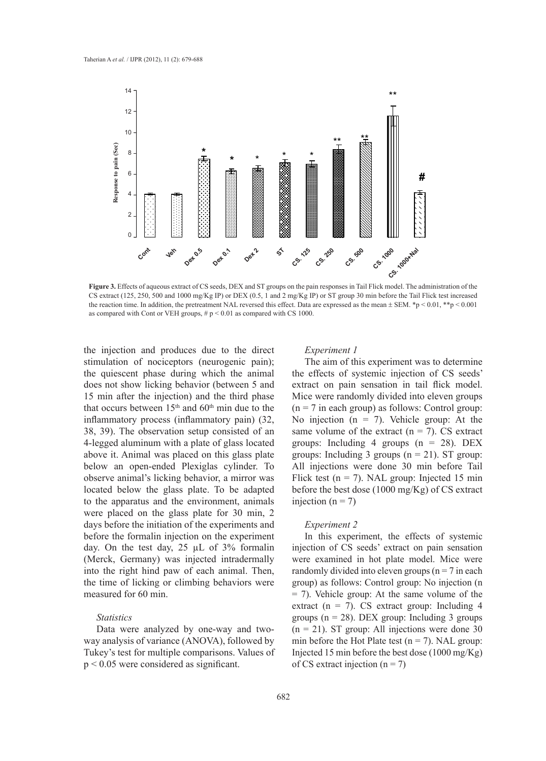**Figure 3.** Effects of aqueous extract of CS seeds, DEX and ST groups on the pain responses in Tail Flick model. The administration of the CS extract (125, 250, 500 and 1000 mg/Kg IP) or DEX (0.5, 1 and 2 mg/Kg IP) or ST group 30 min before the Tail Flick test increased the reaction time. In addition, the pretreatment NAL reversed this effect. Data are expressed as the mean ± SEM. \*p < 0.01, \*\*p < 0.001 as compared with Cont or VEH groups, # p < 0.01 as compared with CS 1000.

the injection and produces due to the direct stimulation of nociceptors (neurogenic pain); the quiescent phase during which the animal does not show licking behavior (between 5 and 15 min after the injection) and the third phase that occurs between 15th and 60th min due to the inflammatory process (inflammatory pain) (32, 38, 39). The observation setup consisted of an 4-legged aluminum with a plate of glass located above it. Animal was placed on this glass plate below an open-ended Plexiglas cylinder. To observe animal's licking behavior, a mirror was located below the glass plate. To be adapted to the apparatus and the environment, animals were placed on the glass plate for 30 min, 2 days before the initiation of the experiments and before the formalin injection on the experiment day. On the test day, 25 µL of 3% formalin (Merck, Germany) was injected intradermally into the right hind paw of each animal. Then, the time of licking or climbing behaviors were measured for 60 min.

### *Statistics*

Data were analyzed by one-way and two-way analysis of variance (ANOVA), followed by Tukey's test for multiple comparisons. Values of $p < 0.05$ were considered as significant.

### *Experiment 1*

The aim of this experiment was to determine the effects of systemic injection of CS seeds' extract on pain sensation in tail flick model. Mice were randomly divided into eleven groups ($n = 7$ in each group) as follows: Control group: No injection ($n = 7$). Vehicle group: At the same volume of the extract ($n = 7$). CS extract groups: Including 4 groups ($n = 28$). DEX groups: Including 3 groups ($n = 21$). ST group: All injections were done 30 min before Tail Flick test ($n = 7$). NAL group: Injected 15 min before the best dose (1000 mg/Kg) of CS extract injection ($n = 7$)

### *Experiment 2*

In this experiment, the effects of systemic injection of CS seeds' extract on pain sensation were examined in hot plate model. Mice were randomly divided into eleven groups ($n = 7$ in each group) as follows: Control group: No injection ($n = 7$). Vehicle group: At the same volume of the extract ($n = 7$). CS extract group: Including 4 groups ($n = 28$). DEX group: Including 3 groups ($n = 21$). ST group: All injections were done 30 min before the Hot Plate test ($n = 7$). NAL group: Injected 15 min before the best dose (1000 mg/Kg) of CS extract injection ($n = 7$)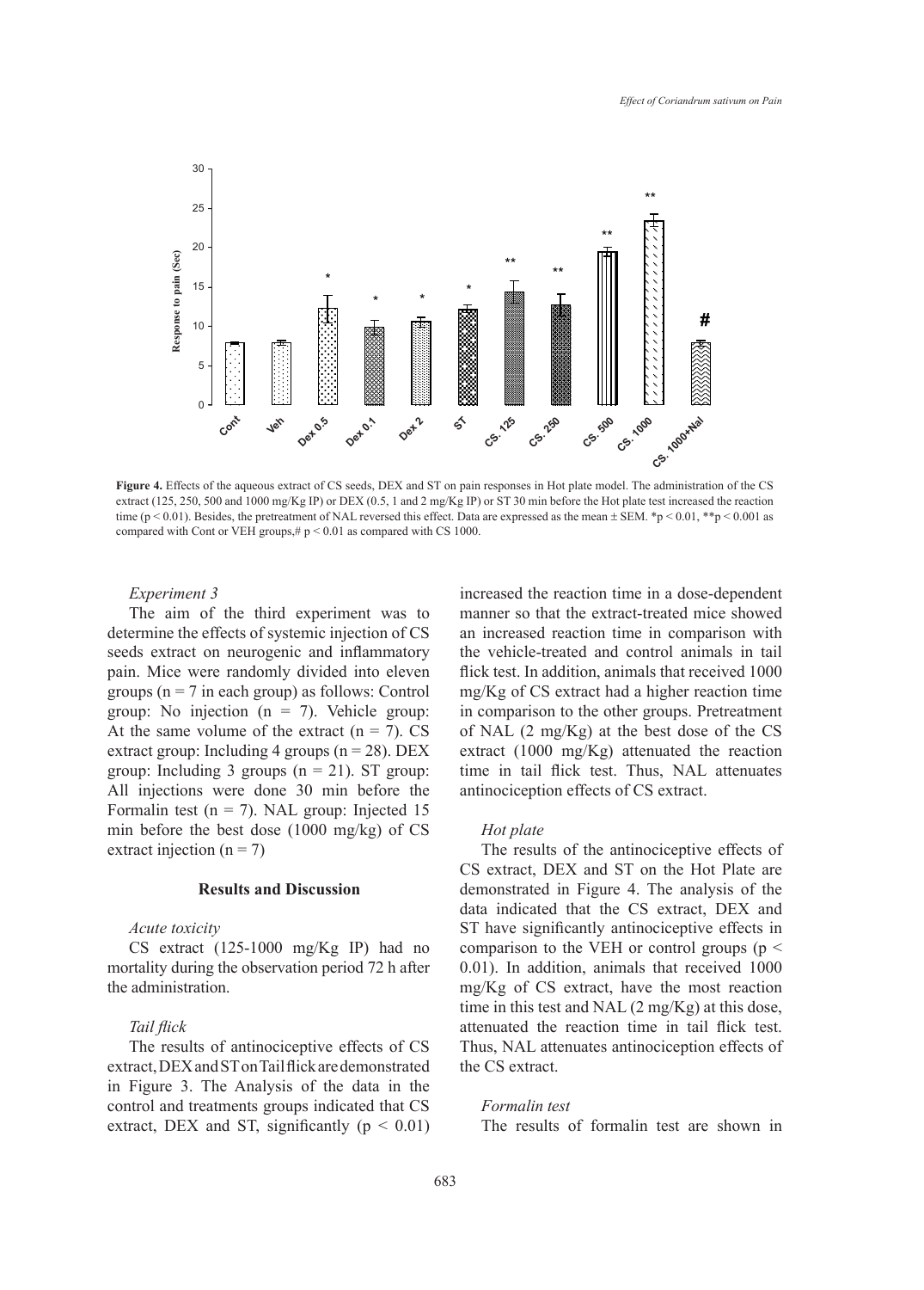**Figure 4.** Effects of the aqueous extract of CS seeds, DEX and ST on pain responses in Hot plate model. The administration of the CS extract (125, 250, 500 and 1000 mg/Kg IP) or DEX (0.5, 1 and 2 mg/Kg IP) or ST 30 min before the Hot plate test increased the reaction time ($p < 0.01$). Besides, the pretreatment of NAL reversed this effect. Data are expressed as the mean ± SEM. *$p < 0.01$, **$p < 0.001$ as compared with Cont or VEH groups,# $p < 0.01$ as compared with CS 1000.

*Experiment 3*

The aim of the third experiment was to determine the effects of systemic injection of CS seeds extract on neurogenic and inflammatory pain. Mice were randomly divided into eleven groups ($n = 7$ in each group) as follows: Control group: No injection ($n = 7$). Vehicle group: At the same volume of the extract ($n = 7$). CS extract group: Including 4 groups ($n = 28$). DEX group: Including 3 groups ($n = 21$). ST group: All injections were done 30 min before the Formalin test ($n = 7$). NAL group: Injected 15 min before the best dose (1000 mg/kg) of CS extract injection ($n = 7$)

## Results and Discussion

*Acute toxicity*

CS extract (125-1000 mg/Kg IP) had no mortality during the observation period 72 h after the administration.

*Tail flick*

The results of antinociceptive effects of CS extract, DEX and ST on Tail flick are demonstrated in Figure 3. The Analysis of the data in the control and treatments groups indicated that CS extract, DEX and ST, significantly ($p < 0.01$) increased the reaction time in a dose-dependent manner so that the extract-treated mice showed an increased reaction time in comparison with the vehicle-treated and control animals in tail flick test. In addition, animals that received 1000 mg/Kg of CS extract had a higher reaction time in comparison to the other groups. Pretreatment of NAL (2 mg/Kg) at the best dose of the CS extract (1000 mg/Kg) attenuated the reaction time in tail flick test. Thus, NAL attenuates antinociception effects of CS extract.

*Hot plate*

The results of the antinociceptive effects of CS extract, DEX and ST on the Hot Plate are demonstrated in Figure 4. The analysis of the data indicated that the CS extract, DEX and ST have significantly antinociceptive effects in comparison to the VEH or control groups ($p < 0.01$). In addition, animals that received 1000 mg/Kg of CS extract, have the most reaction time in this test and NAL (2 mg/Kg) at this dose, attenuated the reaction time in tail flick test. Thus, NAL attenuates antinociception effects of the CS extract.

*Formalin test*

The results of formalin test are shown in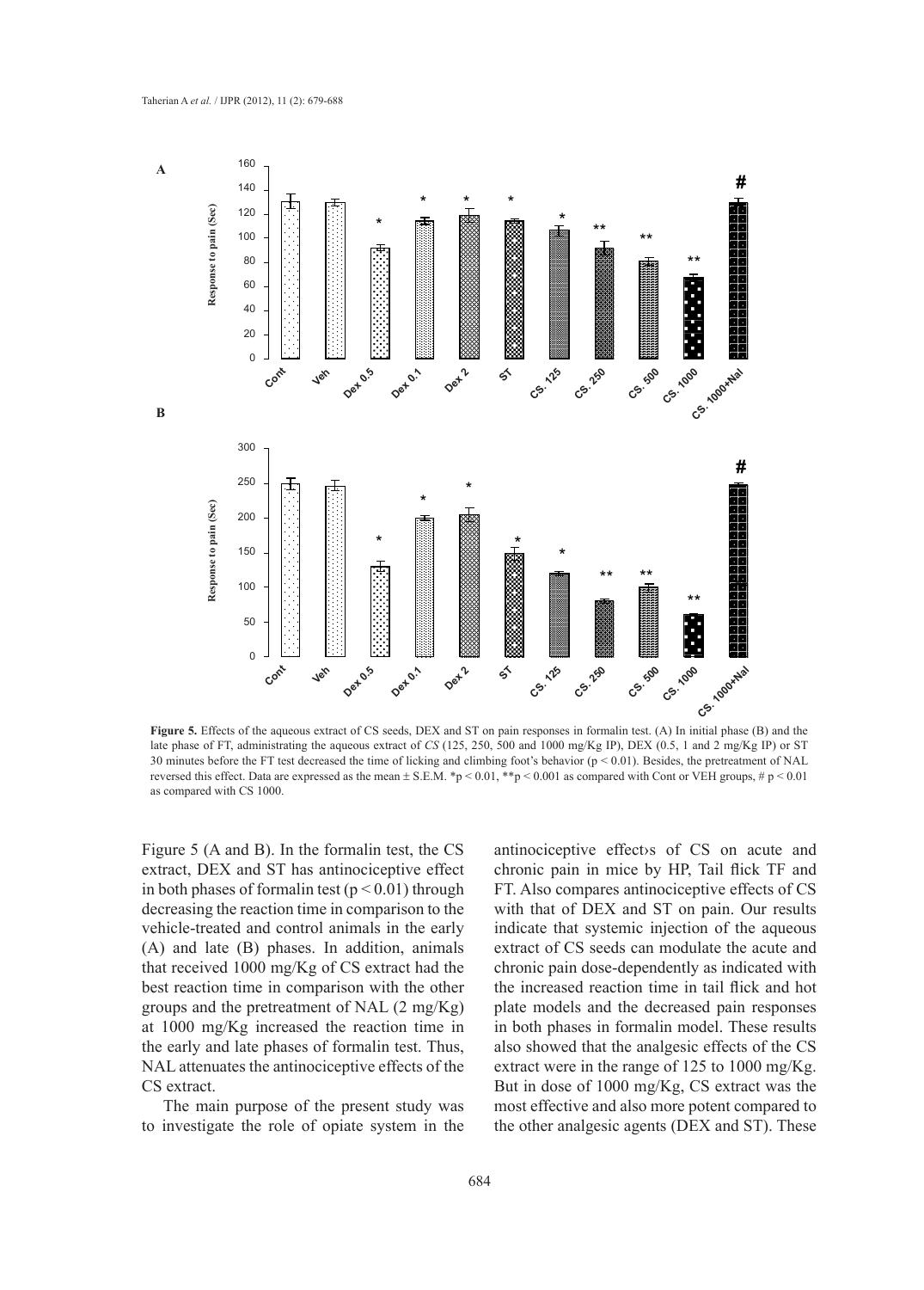**Figure 5.** Effects of the aqueous extract of CS seeds, DEX and ST on pain responses in formalin test. (A) In initial phase (B) and the late phase of FT, administrating the aqueous extract of *CS* (125, 250, 500 and 1000 mg/Kg IP), DEX (0.5, 1 and 2 mg/Kg IP) or ST 30 minutes before the FT test decreased the time of licking and climbing foot's behavior ($p < 0.01$). Besides, the pretreatment of NAL reversed this effect. Data are expressed as the mean ± S.E.M. *$p < 0.01$, **$p < 0.001$ as compared with Cont or VEH groups, # $p < 0.01$ as compared with CS 1000.

Figure 5 (A and B). In the formalin test, the CS extract, DEX and ST has antinociceptive effect in both phases of formalin test ($p < 0.01$) through decreasing the reaction time in comparison to the vehicle-treated and control animals in the early (A) and late (B) phases. In addition, animals that received 1000 mg/Kg of CS extract had the best reaction time in comparison with the other groups and the pretreatment of NAL (2 mg/Kg) at 1000 mg/Kg increased the reaction time in the early and late phases of formalin test. Thus, NAL attenuates the antinociceptive effects of the CS extract.

The main purpose of the present study was to investigate the role of opiate system in the antinociceptive effect›s of CS on acute and chronic pain in mice by HP, Tail flick TF and FT. Also compares antinociceptive effects of CS with that of DEX and ST on pain. Our results indicate that systemic injection of the aqueous extract of CS seeds can modulate the acute and chronic pain dose-dependently as indicated with the increased reaction time in tail flick and hot plate models and the decreased pain responses in both phases in formalin model. These results also showed that the analgesic effects of the CS extract were in the range of 125 to 1000 mg/Kg. But in dose of 1000 mg/Kg, CS extract was the most effective and also more potent compared to the other analgesic agents (DEX and ST). These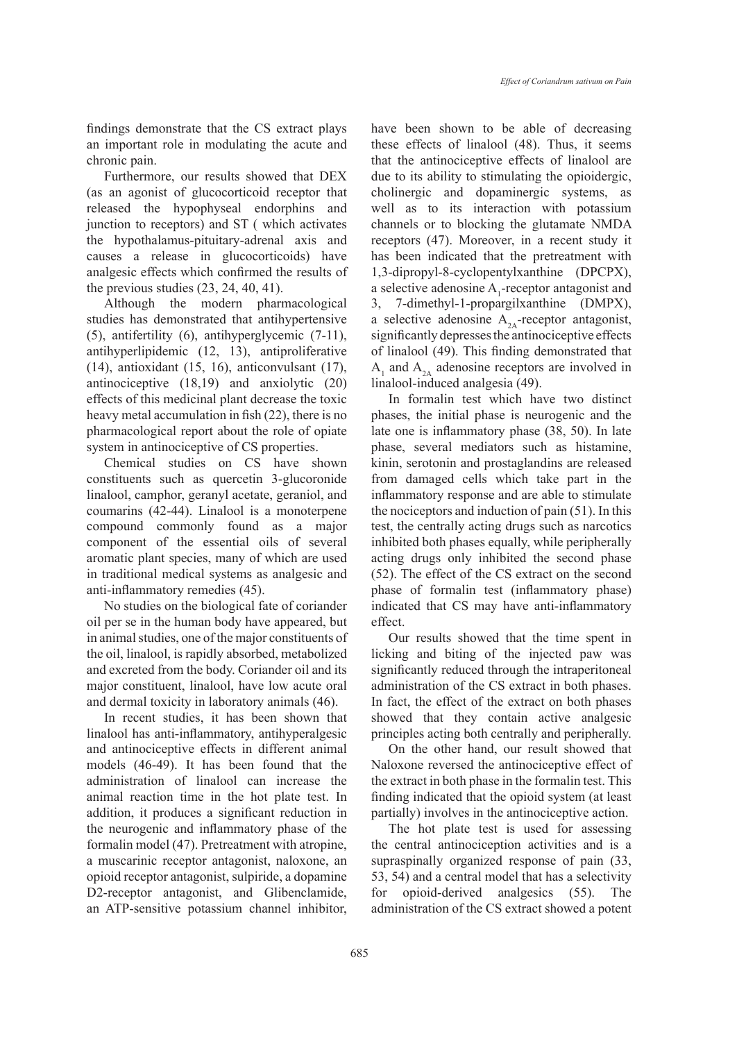findings demonstrate that the CS extract plays an important role in modulating the acute and chronic pain.

Furthermore, our results showed that DEX (as an agonist of glucocorticoid receptor that released the hypophyseal endorphins and junction to receptors) and ST ( which activates the hypothalamus-pituitary-adrenal axis and causes a release in glucocorticoids) have analgesic effects which confirmed the results of the previous studies (23, 24, 40, 41).

Although the modern pharmacological studies has demonstrated that antihypertensive (5), antifertility (6), antihyperglycemic (7-11), antihyperlipidemic (12, 13), antiproliferative (14), antioxidant (15, 16), anticonvulsant (17), antinociceptive (18,19) and anxiolytic (20) effects of this medicinal plant decrease the toxic heavy metal accumulation in fish (22), there is no pharmacological report about the role of opiate system in antinociceptive of CS properties.

Chemical studies on CS have shown constituents such as quercetin 3-glucoronide linalool, camphor, geranyl acetate, geraniol, and coumarins (42-44). Linalool is a monoterpene compound commonly found as a major component of the essential oils of several aromatic plant species, many of which are used in traditional medical systems as analgesic and anti-inflammatory remedies (45).

No studies on the biological fate of coriander oil per se in the human body have appeared, but in animal studies, one of the major constituents of the oil, linalool, is rapidly absorbed, metabolized and excreted from the body. Coriander oil and its major constituent, linalool, have low acute oral and dermal toxicity in laboratory animals (46).

In recent studies, it has been shown that linalool has anti-inflammatory, antihyperalgesic and antinociceptive effects in different animal models (46-49). It has been found that the administration of linalool can increase the animal reaction time in the hot plate test. In addition, it produces a significant reduction in the neurogenic and inflammatory phase of the formalin model (47). Pretreatment with atropine, a muscarinic receptor antagonist, naloxone, an opioid receptor antagonist, sulpiride, a dopamine D2-receptor antagonist, and Glibenclamide, an ATP-sensitive potassium channel inhibitor, have been shown to be able of decreasing these effects of linalool (48). Thus, it seems that the antinociceptive effects of linalool are due to its ability to stimulating the opioidergic, cholinergic and dopaminergic systems, as well as to its interaction with potassium channels or to blocking the glutamate NMDA receptors (47). Moreover, in a recent study it has been indicated that the pretreatment with 1,3-dipropyl-8-cyclopentylxanthine (DPCPX), a selective adenosine $A_1$-receptor antagonist and 3, 7-dimethyl-1-propargilxanthine (DMPX), a selective adenosine $A_{2A}$-receptor antagonist, significantly depresses the antinociceptive effects of linalool (49). This finding demonstrated that $A_1$ and $A_{2A}$ adenosine receptors are involved in linalool-induced analgesia (49).

In formalin test which have two distinct phases, the initial phase is neurogenic and the late one is inflammatory phase (38, 50). In late phase, several mediators such as histamine, kinin, serotonin and prostaglandins are released from damaged cells which take part in the inflammatory response and are able to stimulate the nociceptors and induction of pain (51). In this test, the centrally acting drugs such as narcotics inhibited both phases equally, while peripherally acting drugs only inhibited the second phase (52). The effect of the CS extract on the second phase of formalin test (inflammatory phase) indicated that CS may have anti-inflammatory effect.

Our results showed that the time spent in licking and biting of the injected paw was significantly reduced through the intraperitoneal administration of the CS extract in both phases. In fact, the effect of the extract on both phases showed that they contain active analgesic principles acting both centrally and peripherally.

On the other hand, our result showed that Naloxone reversed the antinociceptive effect of the extract in both phase in the formalin test. This finding indicated that the opioid system (at least partially) involves in the antinociceptive action.

The hot plate test is used for assessing the central antinociception activities and is a supraspinally organized response of pain (33, 53, 54) and a central model that has a selectivity for opioid-derived analgesics (55). The administration of the CS extract showed a potent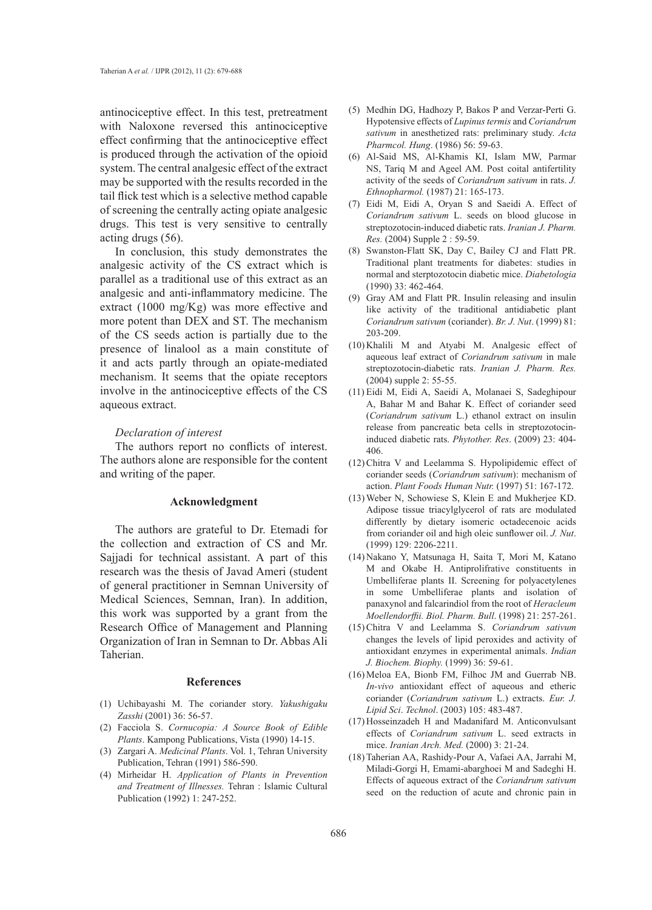antinociceptive effect. In this test, pretreatment with Naloxone reversed this antinociceptive effect confirming that the antinociceptive effect is produced through the activation of the opioid system. The central analgesic effect of the extract may be supported with the results recorded in the tail flick test which is a selective method capable of screening the centrally acting opiate analgesic drugs. This test is very sensitive to centrally acting drugs (56).

In conclusion, this study demonstrates the analgesic activity of the CS extract which is parallel as a traditional use of this extract as an analgesic and anti-inflammatory medicine. The extract (1000 mg/Kg) was more effective and more potent than DEX and ST. The mechanism of the CS seeds action is partially due to the presence of linalool as a main constitute of it and acts partly through an opiate-mediated mechanism. It seems that the opiate receptors involve in the antinociceptive effects of the CS aqueous extract.

*Declaration of interest*

The authors report no conflicts of interest. The authors alone are responsible for the content and writing of the paper.

## Acknowledgment

The authors are grateful to Dr. Etemadi for the collection and extraction of CS and Mr. Sajjadi for technical assistant. A part of this research was the thesis of Javad Ameri (student of general practitioner in Semnan University of Medical Sciences, Semnan, Iran). In addition, this work was supported by a grant from the Research Office of Management and Planning Organization of Iran in Semnan to Dr. Abbas Ali Taherian.

## References

(1) Uchibayashi M. The coriander story. *Yakushigaku Zasshi* (2001) 36: 56-57.

(2) Facciola S. *Cornucopia: A Source Book of Edible Plants*. Kampong Publications, Vista (1990) 14-15.

(3) Zargari A. *Medicinal Plants*. Vol. 1, Tehran University Publication, Tehran (1991) 586-590.

(4) Mirheidar H. *Application of Plants in Prevention and Treatment of Illnesses.* Tehran : Islamic Cultural Publication (1992) 1: 247-252.

(5) Medhin DG, Hadhozy P, Bakos P and Verzar-Perti G. Hypotensive effects of *Lupinus termis* and *Coriandrum sativum* in anesthetized rats: preliminary study. *Acta Pharmcol. Hung*. (1986) 56: 59-63.

(6) Al-Said MS, Al-Khamis KI, Islam MW, Parmar NS, Tariq M and Ageel AM. Post coital antifertility activity of the seeds of *Coriandrum sativum* in rats. *J. Ethnopharmol.* (1987) 21: 165-173.

(7) Eidi M, Eidi A, Oryan S and Saeidi A. Effect of *Coriandrum sativum* L. seeds on blood glucose in streptozotocin-induced diabetic rats. *Iranian J. Pharm. Res.* (2004) Supple 2 : 59-59.

(8) Swanston-Flatt SK, Day C, Bailey CJ and Flatt PR. Traditional plant treatments for diabetes: studies in normal and sterptozotocin diabetic mice. *Diabetologia* (1990) 33: 462-464.

(9) Gray AM and Flatt PR. Insulin releasing and insulin like activity of the traditional antidiabetic plant *Coriandrum sativum* (coriander). *Br. J. Nut*. (1999) 81: 203-209.

(10) Khalili M and Atyabi M. Analgesic effect of aqueous leaf extract of *Coriandrum sativum* in male streptozotocin-diabetic rats. *Iranian J. Pharm. Res.* (2004) supple 2: 55-55.

(11) Eidi M, Eidi A, Saeidi A, Molanaei S, Sadeghipour A, Bahar M and Bahar K. Effect of coriander seed (*Coriandrum sativum* L.) ethanol extract on insulin release from pancreatic beta cells in streptozotocin-induced diabetic rats. *Phytother. Res*. (2009) 23: 404-406.

(12) Chitra V and Leelamma S. Hypolipidemic effect of coriander seeds (*Coriandrum sativum*): mechanism of action. *Plant Foods Human Nutr.* (1997) 51: 167-172.

(13) Weber N, Schowiese S, Klein E and Mukherjee KD. Adipose tissue triacylglycerol of rats are modulated differently by dietary isomeric octadecenoic acids from coriander oil and high oleic sunflower oil. *J. Nut*. (1999) 129: 2206-2211.

(14) Nakano Y, Matsunaga H, Saita T, Mori M, Katano M and Okabe H. Antiprolifrative constituents in Umbelliferae plants II. Screening for polyacetylenes in some Umbelliferae plants and isolation of panaxynol and falcarindiol from the root of *Heracleum Moellendorffii. Biol. Pharm. Bull*. (1998) 21: 257-261.

(15) Chitra V and Leelamma S. *Coriandrum sativum* changes the levels of lipid peroxides and activity of antioxidant enzymes in experimental animals. *Indian J. Biochem. Biophy.* (1999) 36: 59-61.

(16) Meloa EA, Bionb FM, Filhoc JM and Guerrab NB. *In-vivo* antioxidant effect of aqueous and etheric coriander (*Coriandrum sativum* L.) extracts. *Eur. J. Lipid Sci*. *Technol*. (2003) 105: 483-487.

(17) Hosseinzadeh H and Madanifard M. Anticonvulsant effects of *Coriandrum sativum* L. seed extracts in mice. *Iranian Arch. Med.* (2000) 3: 21-24.

(18) Taherian AA, Rashidy-Pour A, Vafaei AA, Jarrahi M, Miladi-Gorgi H, Emami-abarghoei M and Sadeghi H. Effects of aqueous extract of the *Coriandrum sativum* seed on the reduction of acute and chronic pain in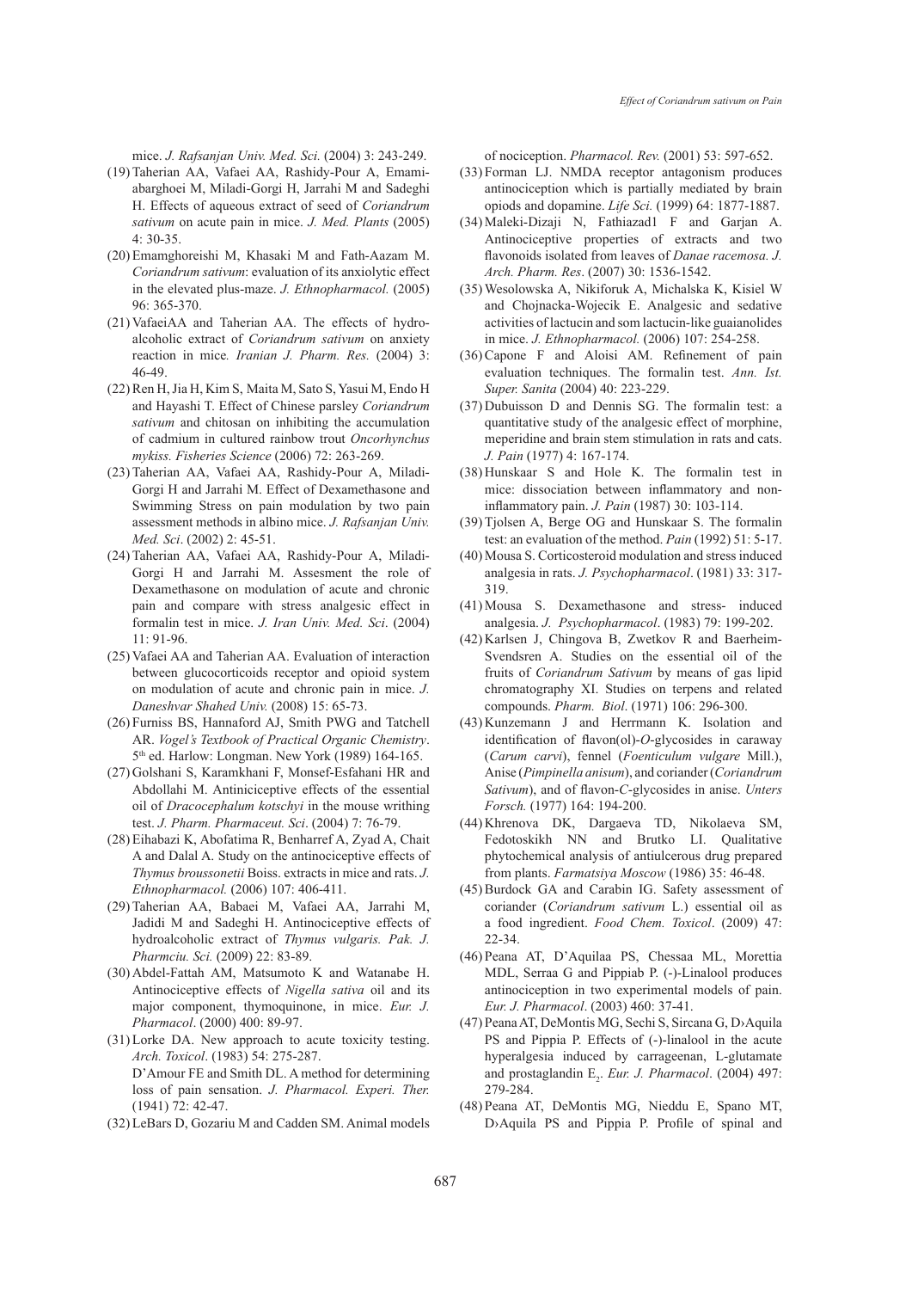mice. *J. Rafsanjan Univ. Med. Sci.* (2004) 3: 243-249.

(19) Taherian AA, Vafaei AA, Rashidy-Pour A, Emamiabarghoei M, Miladi-Gorgi H, Jarrahi M and Sadeghi H. Effects of aqueous extract of seed of *Coriandrum sativum* on acute pain in mice. *J. Med. Plants* (2005) 4: 30-35.

(20) Emamghoreishi M, Khasaki M and Fath-Aazam M. *Coriandrum sativum*: evaluation of its anxiolytic effect in the elevated plus-maze. *J. Ethnopharmacol.* (2005) 96: 365-370.

(21) VafaeiAA and Taherian AA. The effects of hydroalcoholic extract of *Coriandrum sativum* on anxiety reaction in mice*. Iranian J. Pharm. Res.* (2004) 3: 46-49.

(22) Ren H, Jia H, Kim S, Maita M, Sato S, Yasui M, Endo H and Hayashi T. Effect of Chinese parsley *Coriandrum sativum* and chitosan on inhibiting the accumulation of cadmium in cultured rainbow trout *Oncorhynchus mykiss. Fisheries Science* (2006) 72: 263-269.

(23) Taherian AA, Vafaei AA, Rashidy-Pour A, Miladi-Gorgi H and Jarrahi M. Effect of Dexamethasone and Swimming Stress on pain modulation by two pain assessment methods in albino mice. *J. Rafsanjan Univ. Med. Sci*. (2002) 2: 45-51.

(24) Taherian AA, Vafaei AA, Rashidy-Pour A, Miladi-Gorgi H and Jarrahi M. Assesment the role of Dexamethasone on modulation of acute and chronic pain and compare with stress analgesic effect in formalin test in mice. *J. Iran Univ. Med. Sci*. (2004) 11: 91-96.

(25) Vafaei AA and Taherian AA. Evaluation of interaction between glucocorticoids receptor and opioid system on modulation of acute and chronic pain in mice. *J. Daneshvar Shahed Univ.* (2008) 15: 65-73.

(26) Furniss BS, Hannaford AJ, Smith PWG and Tatchell AR. *Vogel's Textbook of Practical Organic Chemistry*. 5th ed. Harlow: Longman. New York (1989) 164-165.

(27) Golshani S, Karamkhani F, Monsef-Esfahani HR and Abdollahi M. Antiniciceptive effects of the essential oil of *Dracocephalum kotschyi* in the mouse writhing test. *J. Pharm. Pharmaceut. Sci*. (2004) 7: 76-79.

(28) Eihabazi K, Abofatima R, Benharref A, Zyad A, Chait A and Dalal A. Study on the antinociceptive effects of *Thymus broussonetii* Boiss. extracts in mice and rats. *J. Ethnopharmacol.* (2006) 107: 406-411.

(29) Taherian AA, Babaei M, Vafaei AA, Jarrahi M, Jadidi M and Sadeghi H. Antinociceptive effects of hydroalcoholic extract of *Thymus vulgaris. Pak. J. Pharmciu. Sci.* (2009) 22: 83-89.

(30) Abdel-Fattah AM, Matsumoto K and Watanabe H. Antinociceptive effects of *Nigella sativa* oil and its major component, thymoquinone, in mice. *Eur. J. Pharmacol*. (2000) 400: 89-97.

(31) Lorke DA. New approach to acute toxicity testing. *Arch. Toxicol*. (1983) 54: 275-287.
D'Amour FE and Smith DL. A method for determining loss of pain sensation. *J. Pharmacol. Experi. Ther.* (1941) 72: 42-47.

(32) LeBars D, Gozariu M and Cadden SM. Animal models of nociception. *Pharmacol. Rev.* (2001) 53: 597-652.

(33) Forman LJ. NMDA receptor antagonism produces antinociception which is partially mediated by brain opiods and dopamine. *Life Sci.* (1999) 64: 1877-1887.

(34) Maleki-Dizaji N, Fathiazad1 F and Garjan A. Antinociceptive properties of extracts and two flavonoids isolated from leaves of *Danae racemosa. J. Arch. Pharm. Res*. (2007) 30: 1536-1542.

(35) Wesolowska A, Nikiforuk A, Michalska K, Kisiel W and Chojnacka-Wojecik E. Analgesic and sedative activities of lactucin and som lactucin-like guaianolides in mice. *J. Ethnopharmacol.* (2006) 107: 254-258.

(36) Capone F and Aloisi AM. Refinement of pain evaluation techniques. The formalin test. *Ann. Ist. Super. Sanita* (2004) 40: 223-229.

(37) Dubuisson D and Dennis SG. The formalin test: a quantitative study of the analgesic effect of morphine, meperidine and brain stem stimulation in rats and cats. *J. Pain* (1977) 4: 167-174.

(38) Hunskaar S and Hole K. The formalin test in mice: dissociation between inflammatory and non-inflammatory pain. *J. Pain* (1987) 30: 103-114.

(39) Tjolsen A, Berge OG and Hunskaar S. The formalin test: an evaluation of the method. *Pain* (1992) 51: 5-17.

(40) Mousa S. Corticosteroid modulation and stress induced analgesia in rats. *J. Psychopharmacol*. (1981) 33: 317-319.

(41) Mousa S. Dexamethasone and stress- induced analgesia. *J. Psychopharmacol*. (1983) 79: 199-202.

(42) Karlsen J, Chingova B, Zwetkov R and Baerheim-Svendsren A. Studies on the essential oil of the fruits of *Coriandrum Sativum* by means of gas lipid chromatography XI. Studies on terpens and related compounds. *Pharm. Biol*. (1971) 106: 296-300.

(43) Kunzemann J and Herrmann K. Isolation and identification of flavon(ol)-*O*-glycosides in caraway (*Carum carvi*), fennel (*Foenticulum vulgare* Mill.), Anise (*Pimpinella anisum*), and coriander (*Coriandrum Sativum*), and of flavon-*C*-glycosides in anise. *Unters Forsch.* (1977) 164: 194-200.

(44) Khrenova DK, Dargaeva TD, Nikolaeva SM, Fedotoskikh NN and Brutko LI. Qualitative phytochemical analysis of antiulcerous drug prepared from plants. *Farmatsiya Moscow* (1986) 35: 46-48.

(45) Burdock GA and Carabin IG. Safety assessment of coriander (*Coriandrum sativum* L.) essential oil as a food ingredient. *Food Chem. Toxicol*. (2009) 47: 22-34.

(46) Peana AT, D'Aquilaa PS, Chessaa ML, Morettia MDL, Serraa G and Pippiab P. (-)-Linalool produces antinociception in two experimental models of pain. *Eur. J. Pharmacol*. (2003) 460: 37-41.

(47) Peana AT, DeMontis MG, Sechi S, Sircana G, D›Aquila PS and Pippia P. Effects of (-)-linalool in the acute hyperalgesia induced by carrageenan, L-glutamate and prostaglandin $E_2$. *Eur. J. Pharmacol*. (2004) 497: 279-284.

(48) Peana AT, DeMontis MG, Nieddu E, Spano MT, D›Aquila PS and Pippia P. Profile of spinal and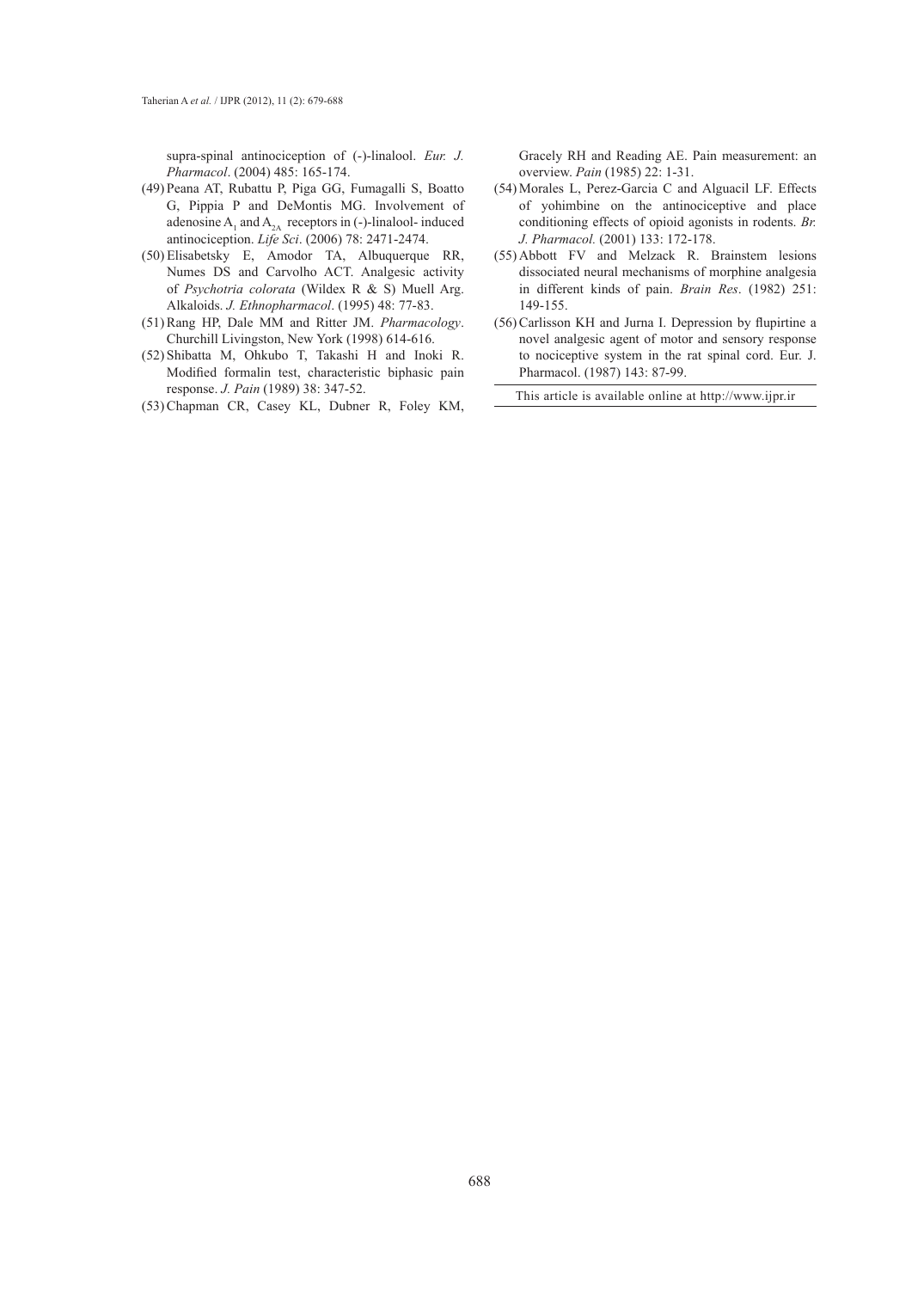supra-spinal antinociception of (-)-linalool. *Eur. J. Pharmacol*. (2004) 485: 165-174.

(49) Peana AT, Rubattu P, Piga GG, Fumagalli S, Boatto G, Pippia P and DeMontis MG. Involvement of adenosine $A_1$ and $A_{2A}$ receptors in (-)-linalool- induced antinociception. *Life Sci*. (2006) 78: 2471-2474.

(50) Elisabetsky E, Amodor TA, Albuquerque RR, Numes DS and Carvolho ACT. Analgesic activity of *Psychotria colorata* (Wildex R & S) Muell Arg. Alkaloids. *J. Ethnopharmacol*. (1995) 48: 77-83.

(51) Rang HP, Dale MM and Ritter JM. *Pharmacology*. Churchill Livingston, New York (1998) 614-616.

(52) Shibatta M, Ohkubo T, Takashi H and Inoki R. Modified formalin test, characteristic biphasic pain response. *J. Pain* (1989) 38: 347-52.

(53) Chapman CR, Casey KL, Dubner R, Foley KM, Gracely RH and Reading AE. Pain measurement: an overview. *Pain* (1985) 22: 1-31.

(54) Morales L, Perez-Garcia C and Alguacil LF. Effects of yohimbine on the antinociceptive and place conditioning effects of opioid agonists in rodents. *Br. J. Pharmacol.* (2001) 133: 172-178.

(55) Abbott FV and Melzack R. Brainstem lesions dissociated neural mechanisms of morphine analgesia in different kinds of pain. *Brain Res*. (1982) 251: 149-155.

(56) Carlisson KH and Jurna I. Depression by flupirtine a novel analgesic agent of motor and sensory response to nociceptive system in the rat spinal cord. Eur. J. Pharmacol. (1987) 143: 87-99.

This article is available online at http://www.ijpr.ir